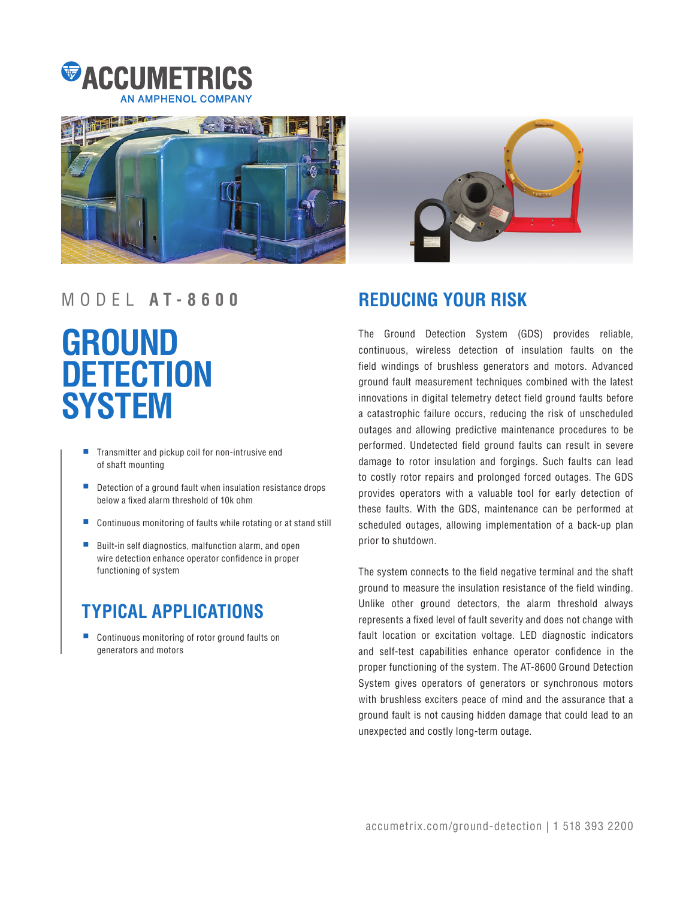ACCUMETRICS
AN AMPHENOL COMPANY

MODEL **AT-8600**

# GROUND DETECTION SYSTEM

- Transmitter and pickup coil for non-intrusive end of shaft mounting
- Detection of a ground fault when insulation resistance drops below a fixed alarm threshold of 10k ohm
- Continuous monitoring of faults while rotating or at stand still
- Built-in self diagnostics, malfunction alarm, and open wire detection enhance operator confidence in proper functioning of system

## TYPICAL APPLICATIONS

- Continuous monitoring of rotor ground faults on generators and motors

## REDUCING YOUR RISK

The Ground Detection System (GDS) provides reliable, continuous, wireless detection of insulation faults on the field windings of brushless generators and motors. Advanced ground fault measurement techniques combined with the latest innovations in digital telemetry detect field ground faults before a catastrophic failure occurs, reducing the risk of unscheduled outages and allowing predictive maintenance procedures to be performed. Undetected field ground faults can result in severe damage to rotor insulation and forgings. Such faults can lead to costly rotor repairs and prolonged forced outages. The GDS provides operators with a valuable tool for early detection of these faults. With the GDS, maintenance can be performed at scheduled outages, allowing implementation of a back-up plan prior to shutdown.

The system connects to the field negative terminal and the shaft ground to measure the insulation resistance of the field winding. Unlike other ground detectors, the alarm threshold always represents a fixed level of fault severity and does not change with fault location or excitation voltage. LED diagnostic indicators and self-test capabilities enhance operator confidence in the proper functioning of the system. The AT-8600 Ground Detection System gives operators of generators or synchronous motors with brushless exciters peace of mind and the assurance that a ground fault is not causing hidden damage that could lead to an unexpected and costly long-term outage.

accumetrix.com/ground-detection | 1 518 393 2200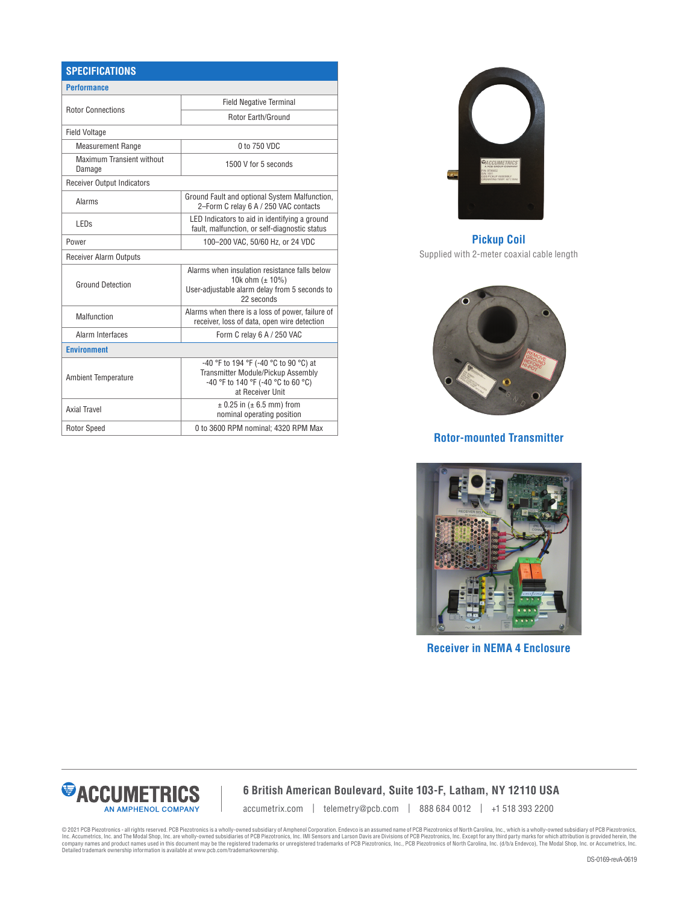## SPECIFICATIONS

| | |
|---|---|
| **Performance** | |
| Rotor Connections | Field Negative Terminal<br>Rotor Earth/Ground |
| Field Voltage | |
| Measurement Range | 0 to 750 VDC |
| Maximum Transient without Damage | 1500 V for 5 seconds |
| Receiver Output Indicators | |
| Alarms | Ground Fault and optional System Malfunction, 2–Form C relay 6 A / 250 VAC contacts |
| LEDs | LED Indicators to aid in identifying a ground fault, malfunction, or self-diagnostic status |
| Power | 100–200 VAC, 50/60 Hz, or 24 VDC |
| Receiver Alarm Outputs | |
| Ground Detection | Alarms when insulation resistance falls below 10k ohm (± 10%)<br>User-adjustable alarm delay from 5 seconds to 22 seconds |
| Malfunction | Alarms when there is a loss of power, failure of receiver, loss of data, open wire detection |
| Alarm Interfaces | Form C relay 6 A / 250 VAC |
| **Environment** | |
| Ambient Temperature | -40 °F to 194 °F (-40 °C to 90 °C) at Transmitter Module/Pickup Assembly<br>-40 °F to 140 °F (-40 °C to 60 °C) at Receiver Unit |
| Axial Travel | ± 0.25 in (± 6.5 mm) from nominal operating position |
| Rotor Speed | 0 to 3600 RPM nominal; 4320 RPM Max |

**Pickup Coil**

Supplied with 2-meter coaxial cable length

**Rotor-mounted Transmitter**

**Receiver in NEMA 4 Enclosure**

ACCUMETRICS
AN AMPHENOL COMPANY

**6 British American Boulevard, Suite 103-F, Latham, NY 12110 USA**

accumetrix.com | telemetry@pcb.com | 888 684 0012 | +1 518 393 2200

© 2021 PCB Piezotronics - all rights reserved. PCB Piezotronics is a wholly-owned subsidiary of Amphenol Corporation. Endevco is an assumed name of PCB Piezotronics of North Carolina, Inc., which is a wholly-owned subsidiary of PCB Piezotronics, Inc. Accumetrics, Inc. and The Modal Shop, Inc. are wholly-owned subsidiaries of PCB Piezotronics, Inc. IMI Sensors and Larson Davis are Divisions of PCB Piezotronics, Inc. Except for any third party marks for which attribution is provided herein, the company names and product names used in this document may be the registered trademarks or unregistered trademarks of PCB Piezotronics, Inc., PCB Piezotronics of North Carolina, Inc. (d/b/a Endevco), The Modal Shop, Inc. or Accumetrics, Inc. Detailed trademark ownership information is available at www.pcb.com/trademarkownership.

DS-0169-revA-0619